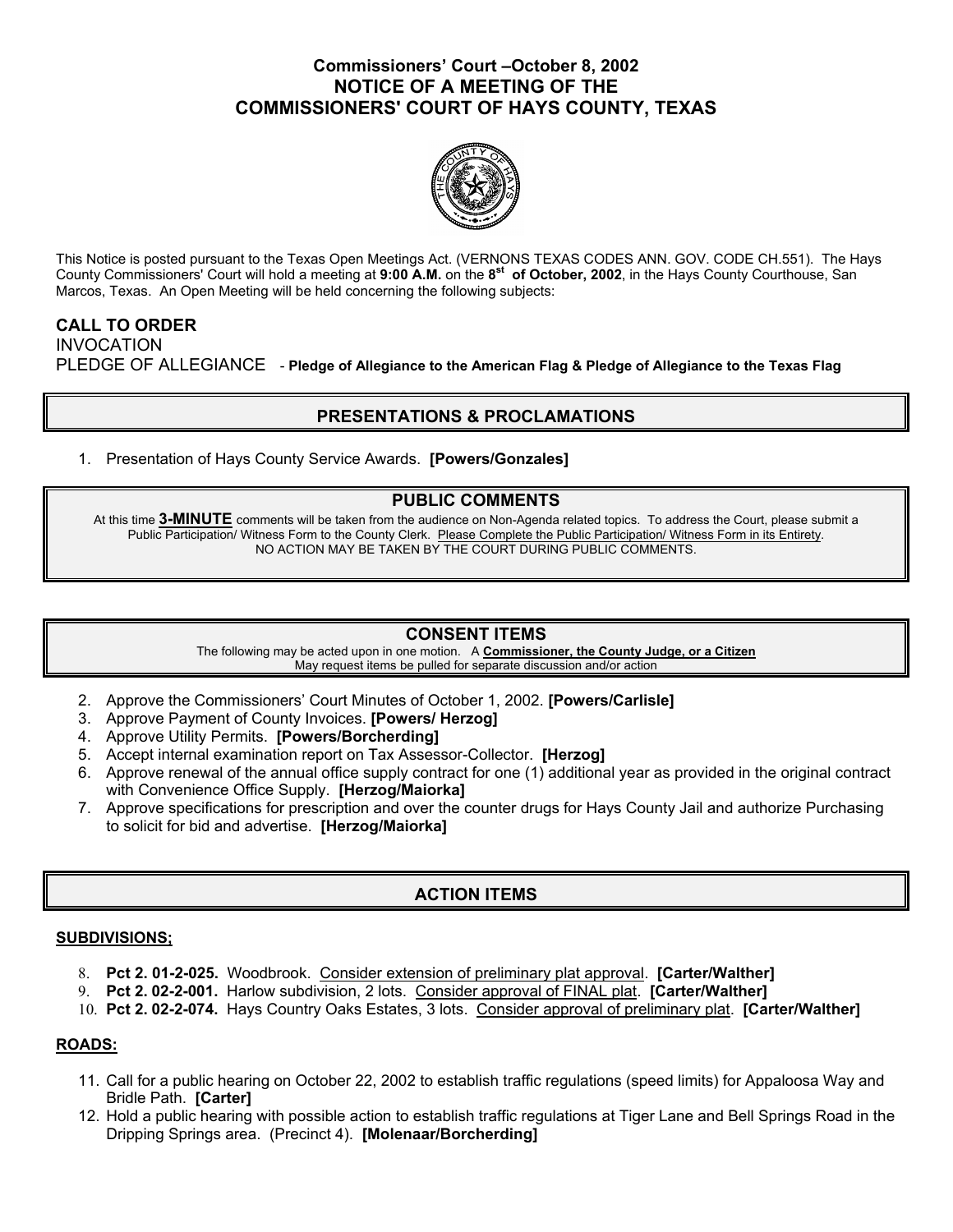# Commissioners' Court –October 8, 2002
# NOTICE OF A MEETING OF THE COMMISSIONERS' COURT OF HAYS COUNTY, TEXAS

This Notice is posted pursuant to the Texas Open Meetings Act. (VERNONS TEXAS CODES ANN. GOV. CODE CH.551). The Hays County Commissioners' Court will hold a meeting at **9:00 A.M.** on the **8st of October, 2002**, in the Hays County Courthouse, San Marcos, Texas. An Open Meeting will be held concerning the following subjects:

**CALL TO ORDER**
INVOCATION
PLEDGE OF ALLEGIANCE - **Pledge of Allegiance to the American Flag & Pledge of Allegiance to the Texas Flag**

## PRESENTATIONS & PROCLAMATIONS

1. Presentation of Hays County Service Awards. **[Powers/Gonzales]**

## PUBLIC COMMENTS

At this time **3-MINUTE** comments will be taken from the audience on Non-Agenda related topics. To address the Court, please submit a Public Participation/ Witness Form to the County Clerk. Please Complete the Public Participation/ Witness Form in its Entirety. NO ACTION MAY BE TAKEN BY THE COURT DURING PUBLIC COMMENTS.

## CONSENT ITEMS

The following may be acted upon in one motion. A **Commissioner, the County Judge, or a Citizen** May request items be pulled for separate discussion and/or action

2. Approve the Commissioners' Court Minutes of October 1, 2002. **[Powers/Carlisle]**
3. Approve Payment of County Invoices. **[Powers/ Herzog]**
4. Approve Utility Permits. **[Powers/Borcherding]**
5. Accept internal examination report on Tax Assessor-Collector. **[Herzog]**
6. Approve renewal of the annual office supply contract for one (1) additional year as provided in the original contract with Convenience Office Supply. **[Herzog/Maiorka]**
7. Approve specifications for prescription and over the counter drugs for Hays County Jail and authorize Purchasing to solicit for bid and advertise. **[Herzog/Maiorka]**

## ACTION ITEMS

### SUBDIVISIONS;

8. **Pct 2. 01-2-025.** Woodbrook. Consider extension of preliminary plat approval. **[Carter/Walther]**
9. **Pct 2. 02-2-001.** Harlow subdivision, 2 lots. Consider approval of FINAL plat. **[Carter/Walther]**
10. **Pct 2. 02-2-074.** Hays Country Oaks Estates, 3 lots. Consider approval of preliminary plat. **[Carter/Walther]**

### ROADS:

11. Call for a public hearing on October 22, 2002 to establish traffic regulations (speed limits) for Appaloosa Way and Bridle Path. **[Carter]**
12. Hold a public hearing with possible action to establish traffic regulations at Tiger Lane and Bell Springs Road in the Dripping Springs area. (Precinct 4). **[Molenaar/Borcherding]**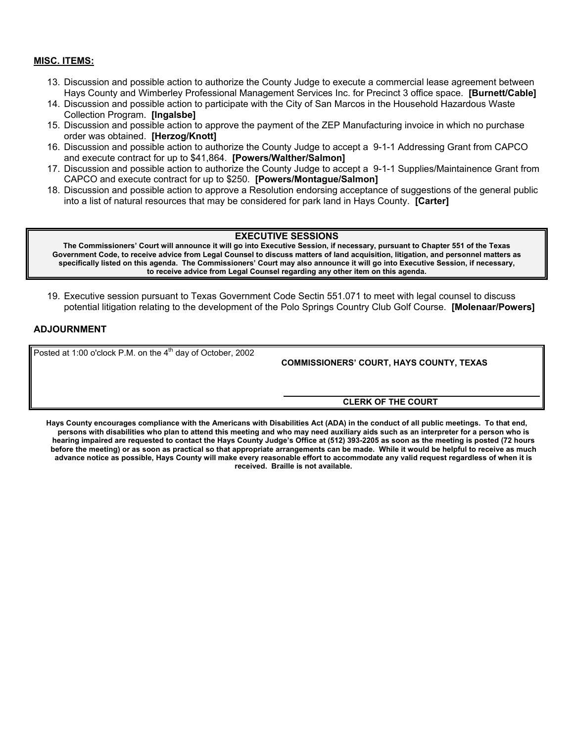**MISC. ITEMS:**

13. Discussion and possible action to authorize the County Judge to execute a commercial lease agreement between Hays County and Wimberley Professional Management Services Inc. for Precinct 3 office space. **[Burnett/Cable]**
14. Discussion and possible action to participate with the City of San Marcos in the Household Hazardous Waste Collection Program. **[Ingalsbe]**
15. Discussion and possible action to approve the payment of the ZEP Manufacturing invoice in which no purchase order was obtained. **[Herzog/Knott]**
16. Discussion and possible action to authorize the County Judge to accept a 9-1-1 Addressing Grant from CAPCO and execute contract for up to $41,864. **[Powers/Walther/Salmon]**
17. Discussion and possible action to authorize the County Judge to accept a 9-1-1 Supplies/Maintainence Grant from CAPCO and execute contract for up to $250. **[Powers/Montague/Salmon]**
18. Discussion and possible action to approve a Resolution endorsing acceptance of suggestions of the general public into a list of natural resources that may be considered for park land in Hays County. **[Carter]**

**EXECUTIVE SESSIONS**

**The Commissioners' Court will announce it will go into Executive Session, if necessary, pursuant to Chapter 551 of the Texas Government Code, to receive advice from Legal Counsel to discuss matters of land acquisition, litigation, and personnel matters as specifically listed on this agenda. The Commissioners' Court may also announce it will go into Executive Session, if necessary, to receive advice from Legal Counsel regarding any other item on this agenda.**

19. Executive session pursuant to Texas Government Code Sectin 551.071 to meet with legal counsel to discuss potential litigation relating to the development of the Polo Springs Country Club Golf Course. **[Molenaar/Powers]**

**ADJOURNMENT**

Posted at 1:00 o'clock P.M. on the 4th day of October, 2002

**COMMISSIONERS' COURT, HAYS COUNTY, TEXAS**

\_\_\_\_\_\_\_\_\_\_\_\_\_\_\_\_\_\_\_\_\_\_\_\_\_\_\_\_\_\_\_\_\_\_\_\_\_\_\_\_

**CLERK OF THE COURT**

**Hays County encourages compliance with the Americans with Disabilities Act (ADA) in the conduct of all public meetings. To that end, persons with disabilities who plan to attend this meeting and who may need auxiliary aids such as an interpreter for a person who is hearing impaired are requested to contact the Hays County Judge's Office at (512) 393-2205 as soon as the meeting is posted (72 hours before the meeting) or as soon as practical so that appropriate arrangements can be made. While it would be helpful to receive as much advance notice as possible, Hays County will make every reasonable effort to accommodate any valid request regardless of when it is received. Braille is not available.**